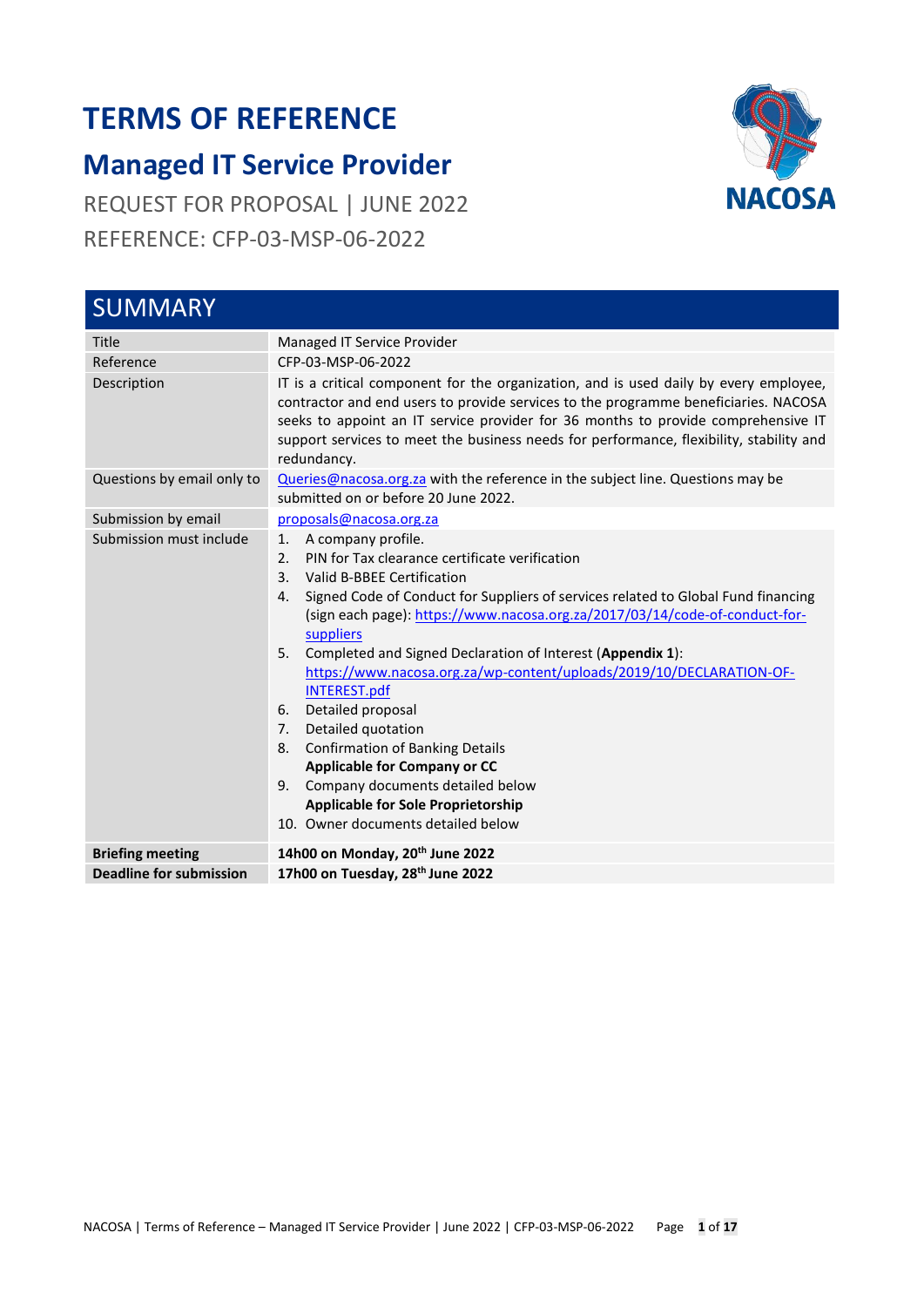# TERMS OF REFERENCE

## Managed IT Service Provider

REQUEST FOR PROPOSAL | JUNE 2022

REFERENCE: CFP-03-MSP-06-2022

## SUMMARY

| | |
|---|---|
| Title | Managed IT Service Provider |
| Reference | CFP-03-MSP-06-2022 |
| Description | IT is a critical component for the organization, and is used daily by every employee, contractor and end users to provide services to the programme beneficiaries. NACOSA seeks to appoint an IT service provider for 36 months to provide comprehensive IT support services to meet the business needs for performance, flexibility, stability and redundancy. |
| Questions by email only to | Queries@nacosa.org.za with the reference in the subject line. Questions may be submitted on or before 20 June 2022. |
| Submission by email | proposals@nacosa.org.za |
| Submission must include | 1. A company profile.<br>2. PIN for Tax clearance certificate verification<br>3. Valid B-BBEE Certification<br>4. Signed Code of Conduct for Suppliers of services related to Global Fund financing (sign each page): https://www.nacosa.org.za/2017/03/14/code-of-conduct-for-suppliers<br>5. Completed and Signed Declaration of Interest (**Appendix 1**): https://www.nacosa.org.za/wp-content/uploads/2019/10/DECLARATION-OF-INTEREST.pdf<br>6. Detailed proposal<br>7. Detailed quotation<br>8. Confirmation of Banking Details<br>**Applicable for Company or CC**<br>9. Company documents detailed below<br>**Applicable for Sole Proprietorship**<br>10. Owner documents detailed below |
| **Briefing meeting** | **14h00 on Monday, 20th June 2022** |
| **Deadline for submission** | **17h00 on Tuesday, 28th June 2022** |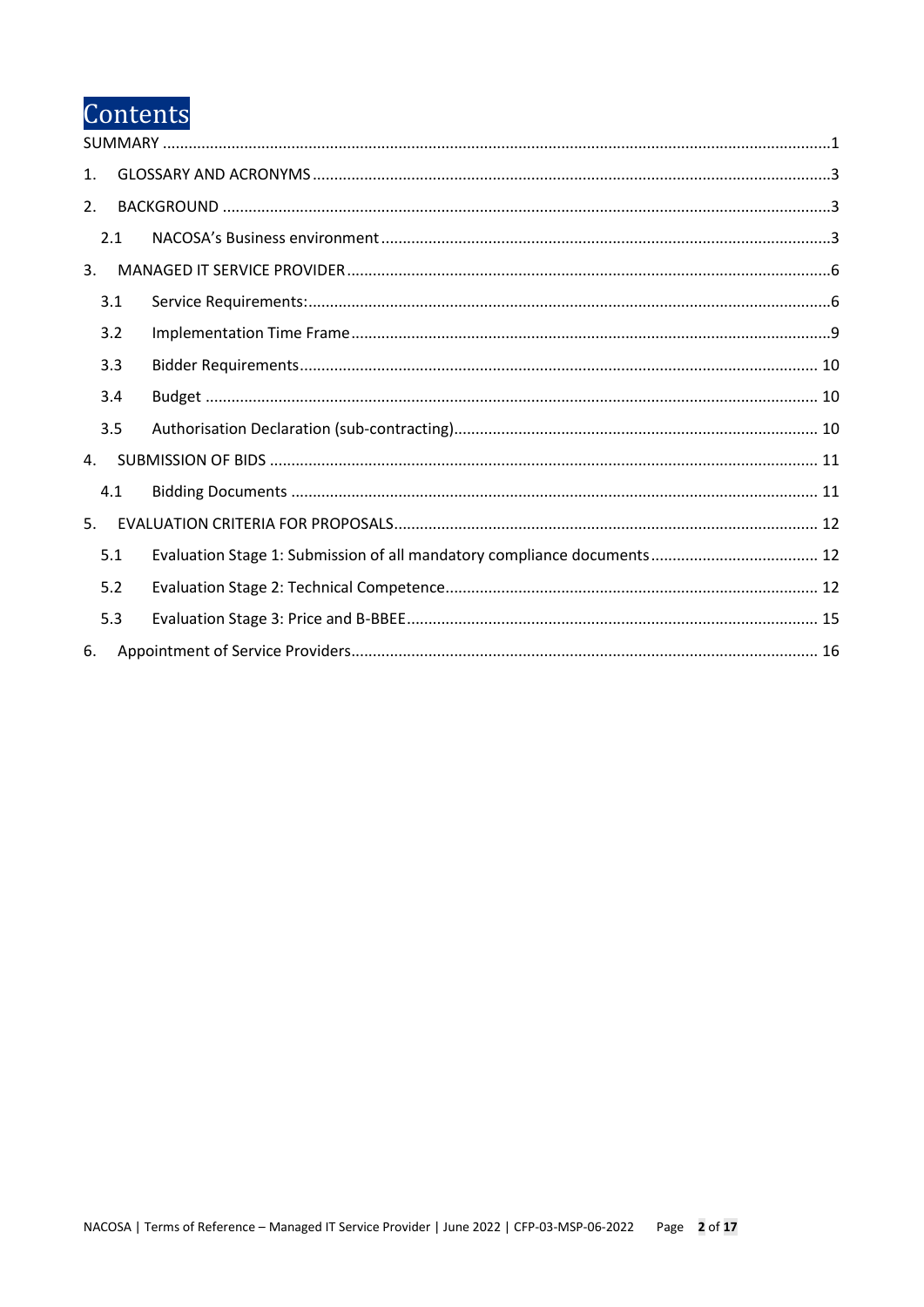# Contents

SUMMARY ....... 1

1. GLOSSARY AND ACRONYMS ....... 3
2. BACKGROUND ....... 3
   - 2.1 NACOSA's Business environment ....... 3
3. MANAGED IT SERVICE PROVIDER ....... 6
   - 3.1 Service Requirements: ....... 6
   - 3.2 Implementation Time Frame ....... 9
   - 3.3 Bidder Requirements ....... 10
   - 3.4 Budget ....... 10
   - 3.5 Authorisation Declaration (sub-contracting) ....... 10
4. SUBMISSION OF BIDS ....... 11
   - 4.1 Bidding Documents ....... 11
5. EVALUATION CRITERIA FOR PROPOSALS ....... 12
   - 5.1 Evaluation Stage 1: Submission of all mandatory compliance documents ....... 12
   - 5.2 Evaluation Stage 2: Technical Competence ....... 12
   - 5.3 Evaluation Stage 3: Price and B-BBEE ....... 15
6. Appointment of Service Providers ....... 16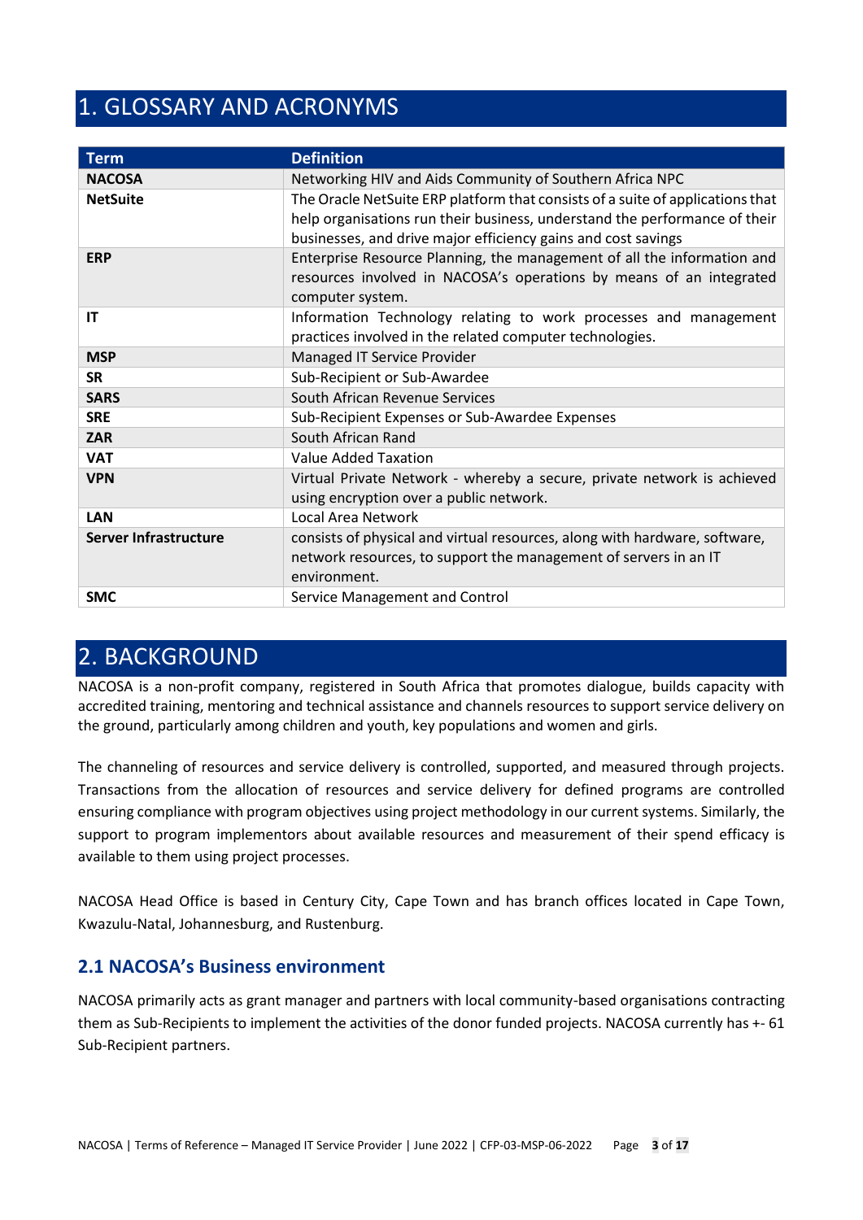# 1. GLOSSARY AND ACRONYMS

| Term | Definition |
|---|---|
| **NACOSA** | Networking HIV and Aids Community of Southern Africa NPC |
| **NetSuite** | The Oracle NetSuite ERP platform that consists of a suite of applications that help organisations run their business, understand the performance of their businesses, and drive major efficiency gains and cost savings |
| **ERP** | Enterprise Resource Planning, the management of all the information and resources involved in NACOSA's operations by means of an integrated computer system. |
| **IT** | Information Technology relating to work processes and management practices involved in the related computer technologies. |
| **MSP** | Managed IT Service Provider |
| **SR** | Sub-Recipient or Sub-Awardee |
| **SARS** | South African Revenue Services |
| **SRE** | Sub-Recipient Expenses or Sub-Awardee Expenses |
| **ZAR** | South African Rand |
| **VAT** | Value Added Taxation |
| **VPN** | Virtual Private Network - whereby a secure, private network is achieved using encryption over a public network. |
| **LAN** | Local Area Network |
| **Server Infrastructure** | consists of physical and virtual resources, along with hardware, software, network resources, to support the management of servers in an IT environment. |
| **SMC** | Service Management and Control |

# 2. BACKGROUND

NACOSA is a non-profit company, registered in South Africa that promotes dialogue, builds capacity with accredited training, mentoring and technical assistance and channels resources to support service delivery on the ground, particularly among children and youth, key populations and women and girls.

The channeling of resources and service delivery is controlled, supported, and measured through projects. Transactions from the allocation of resources and service delivery for defined programs are controlled ensuring compliance with program objectives using project methodology in our current systems. Similarly, the support to program implementors about available resources and measurement of their spend efficacy is available to them using project processes.

NACOSA Head Office is based in Century City, Cape Town and has branch offices located in Cape Town, Kwazulu-Natal, Johannesburg, and Rustenburg.

## 2.1 NACOSA's Business environment

NACOSA primarily acts as grant manager and partners with local community-based organisations contracting them as Sub-Recipients to implement the activities of the donor funded projects. NACOSA currently has +- 61 Sub-Recipient partners.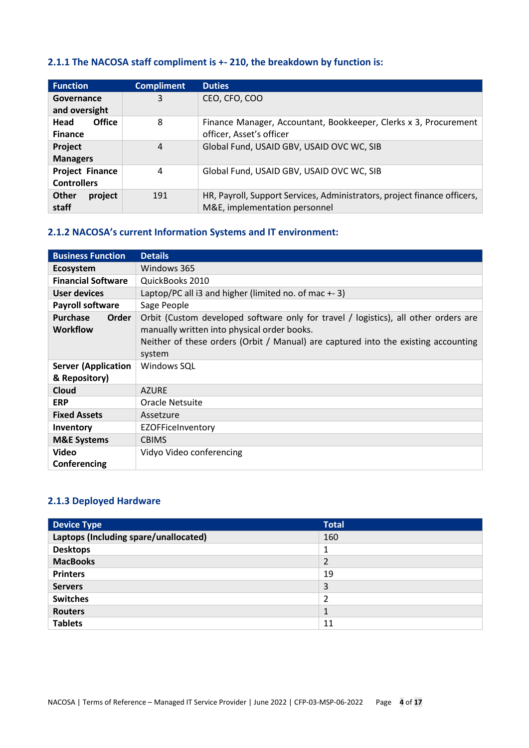### 2.1.1 The NACOSA staff compliment is +- 210, the breakdown by function is:

| Function | Compliment | Duties |
|---|---|---|
| **Governance and oversight** | 3 | CEO, CFO, COO |
| **Head Office Finance** | 8 | Finance Manager, Accountant, Bookkeeper, Clerks x 3, Procurement officer, Asset's officer |
| **Project Managers** | 4 | Global Fund, USAID GBV, USAID OVC WC, SIB |
| **Project Finance Controllers** | 4 | Global Fund, USAID GBV, USAID OVC WC, SIB |
| **Other project staff** | 191 | HR, Payroll, Support Services, Administrators, project finance officers, M&E, implementation personnel |

### 2.1.2 NACOSA's current Information Systems and IT environment:

| Business Function | Details |
|---|---|
| **Ecosystem** | Windows 365 |
| **Financial Software** | QuickBooks 2010 |
| **User devices** | Laptop/PC all i3 and higher (limited no. of mac +- 3) |
| **Payroll software** | Sage People |
| **Purchase Order Workflow** | Orbit (Custom developed software only for travel / logistics), all other orders are manually written into physical order books. Neither of these orders (Orbit / Manual) are captured into the existing accounting system |
| **Server (Application & Repository)** | Windows SQL |
| **Cloud** | AZURE |
| **ERP** | Oracle Netsuite |
| **Fixed Assets** | Assetzure |
| **Inventory** | EZOFFIceInventory |
| **M&E Systems** | CBIMS |
| **Video Conferencing** | Vidyo Video conferencing |

### 2.1.3 Deployed Hardware

| Device Type | Total |
|---|---|
| **Laptops (Including spare/unallocated)** | 160 |
| **Desktops** | 1 |
| **MacBooks** | 2 |
| **Printers** | 19 |
| **Servers** | 3 |
| **Switches** | 2 |
| **Routers** | 1 |
| **Tablets** | 11 |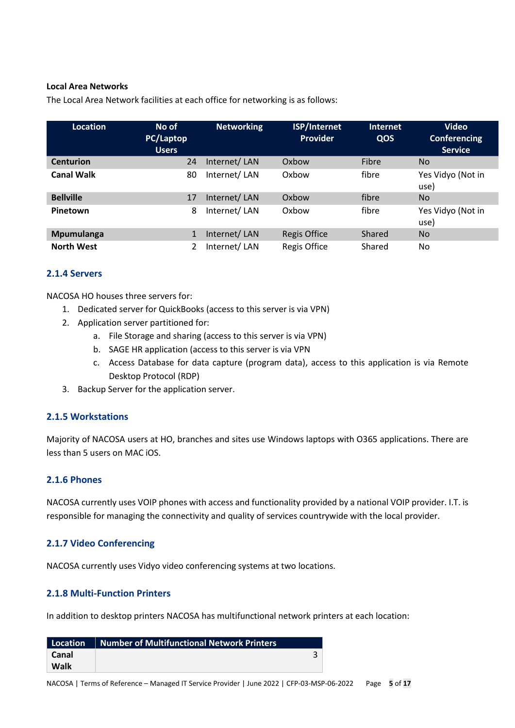**Local Area Networks**

The Local Area Network facilities at each office for networking is as follows:

| Location | No of PC/Laptop Users | Networking | ISP/Internet Provider | Internet QOS | Video Conferencing Service |
|---|---|---|---|---|---|
| **Centurion** | 24 | Internet/ LAN | Oxbow | Fibre | No |
| **Canal Walk** | 80 | Internet/ LAN | Oxbow | fibre | Yes Vidyo (Not in use) |
| **Bellville** | 17 | Internet/ LAN | Oxbow | fibre | No |
| **Pinetown** | 8 | Internet/ LAN | Oxbow | fibre | Yes Vidyo (Not in use) |
| **Mpumulanga** | 1 | Internet/ LAN | Regis Office | Shared | No |
| **North West** | 2 | Internet/ LAN | Regis Office | Shared | No |

### 2.1.4 Servers

NACOSA HO houses three servers for:

1. Dedicated server for QuickBooks (access to this server is via VPN)
2. Application server partitioned for:
    a. File Storage and sharing (access to this server is via VPN)
    b. SAGE HR application (access to this server is via VPN
    c. Access Database for data capture (program data), access to this application is via Remote Desktop Protocol (RDP)
3. Backup Server for the application server.

### 2.1.5 Workstations

Majority of NACOSA users at HO, branches and sites use Windows laptops with O365 applications. There are less than 5 users on MAC iOS.

### 2.1.6 Phones

NACOSA currently uses VOIP phones with access and functionality provided by a national VOIP provider. I.T. is responsible for managing the connectivity and quality of services countrywide with the local provider.

### 2.1.7 Video Conferencing

NACOSA currently uses Vidyo video conferencing systems at two locations.

### 2.1.8 Multi-Function Printers

In addition to desktop printers NACOSA has multifunctional network printers at each location:

| Location | Number of Multifunctional Network Printers |
|---|---|
| **Canal Walk** | 3 |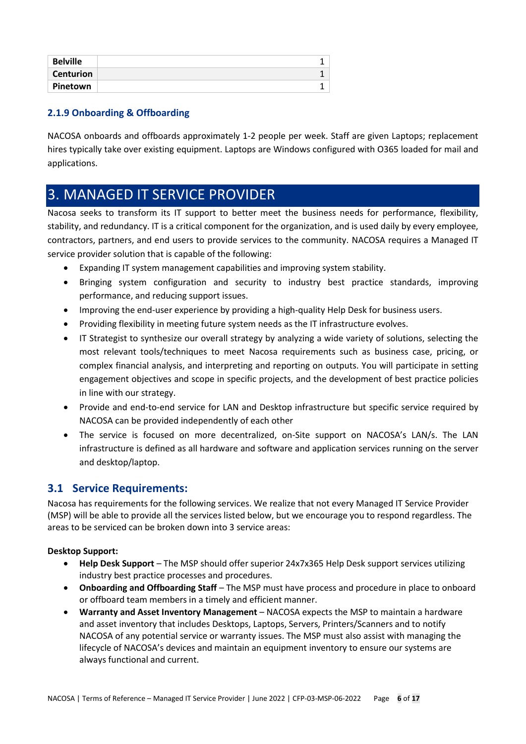| Belville | | 1 |
| --- | --- | --- |
| Centurion | | 1 |
| Pinetown | | 1 |

### 2.1.9 Onboarding & Offboarding

NACOSA onboards and offboards approximately 1-2 people per week. Staff are given Laptops; replacement hires typically take over existing equipment. Laptops are Windows configured with O365 loaded for mail and applications.

# 3. MANAGED IT SERVICE PROVIDER

Nacosa seeks to transform its IT support to better meet the business needs for performance, flexibility, stability, and redundancy. IT is a critical component for the organization, and is used daily by every employee, contractors, partners, and end users to provide services to the community. NACOSA requires a Managed IT service provider solution that is capable of the following:

- Expanding IT system management capabilities and improving system stability.
- Bringing system configuration and security to industry best practice standards, improving performance, and reducing support issues.
- Improving the end-user experience by providing a high-quality Help Desk for business users.
- Providing flexibility in meeting future system needs as the IT infrastructure evolves.
- IT Strategist to synthesize our overall strategy by analyzing a wide variety of solutions, selecting the most relevant tools/techniques to meet Nacosa requirements such as business case, pricing, or complex financial analysis, and interpreting and reporting on outputs. You will participate in setting engagement objectives and scope in specific projects, and the development of best practice policies in line with our strategy.
- Provide and end-to-end service for LAN and Desktop infrastructure but specific service required by NACOSA can be provided independently of each other
- The service is focused on more decentralized, on-Site support on NACOSA's LAN/s. The LAN infrastructure is defined as all hardware and software and application services running on the server and desktop/laptop.

## 3.1 Service Requirements:

Nacosa has requirements for the following services. We realize that not every Managed IT Service Provider (MSP) will be able to provide all the services listed below, but we encourage you to respond regardless. The areas to be serviced can be broken down into 3 service areas:

**Desktop Support:**

- **Help Desk Support** – The MSP should offer superior 24x7x365 Help Desk support services utilizing industry best practice processes and procedures.
- **Onboarding and Offboarding Staff** – The MSP must have process and procedure in place to onboard or offboard team members in a timely and efficient manner.
- **Warranty and Asset Inventory Management** – NACOSA expects the MSP to maintain a hardware and asset inventory that includes Desktops, Laptops, Servers, Printers/Scanners and to notify NACOSA of any potential service or warranty issues. The MSP must also assist with managing the lifecycle of NACOSA's devices and maintain an equipment inventory to ensure our systems are always functional and current.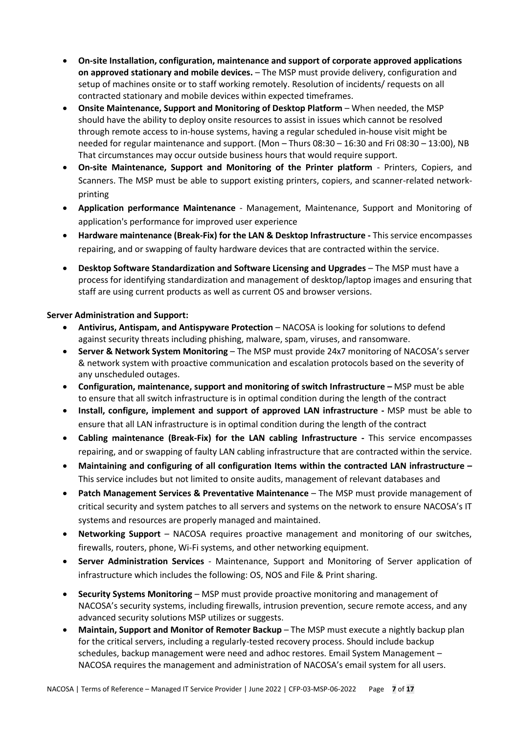- **On-site Installation, configuration, maintenance and support of corporate approved applications on approved stationary and mobile devices.** – The MSP must provide delivery, configuration and setup of machines onsite or to staff working remotely. Resolution of incidents/ requests on all contracted stationary and mobile devices within expected timeframes.
- **Onsite Maintenance, Support and Monitoring of Desktop Platform** – When needed, the MSP should have the ability to deploy onsite resources to assist in issues which cannot be resolved through remote access to in-house systems, having a regular scheduled in-house visit might be needed for regular maintenance and support. (Mon – Thurs 08:30 – 16:30 and Fri 08:30 – 13:00), NB That circumstances may occur outside business hours that would require support.
- **On-site Maintenance, Support and Monitoring of the Printer platform** - Printers, Copiers, and Scanners. The MSP must be able to support existing printers, copiers, and scanner-related network-printing
- **Application performance Maintenance** - Management, Maintenance, Support and Monitoring of application's performance for improved user experience
- **Hardware maintenance (Break-Fix) for the LAN & Desktop Infrastructure -** This service encompasses repairing, and or swapping of faulty hardware devices that are contracted within the service.
- **Desktop Software Standardization and Software Licensing and Upgrades** – The MSP must have a process for identifying standardization and management of desktop/laptop images and ensuring that staff are using current products as well as current OS and browser versions.

**Server Administration and Support:**

- **Antivirus, Antispam, and Antispyware Protection** – NACOSA is looking for solutions to defend against security threats including phishing, malware, spam, viruses, and ransomware.
- **Server & Network System Monitoring** – The MSP must provide 24x7 monitoring of NACOSA's server & network system with proactive communication and escalation protocols based on the severity of any unscheduled outages.
- **Configuration, maintenance, support and monitoring of switch Infrastructure –** MSP must be able to ensure that all switch infrastructure is in optimal condition during the length of the contract
- **Install, configure, implement and support of approved LAN infrastructure -** MSP must be able to ensure that all LAN infrastructure is in optimal condition during the length of the contract
- **Cabling maintenance (Break-Fix) for the LAN cabling Infrastructure -** This service encompasses repairing, and or swapping of faulty LAN cabling infrastructure that are contracted within the service.
- **Maintaining and configuring of all configuration Items within the contracted LAN infrastructure –** This service includes but not limited to onsite audits, management of relevant databases and
- **Patch Management Services & Preventative Maintenance** – The MSP must provide management of critical security and system patches to all servers and systems on the network to ensure NACOSA's IT systems and resources are properly managed and maintained.
- **Networking Support** – NACOSA requires proactive management and monitoring of our switches, firewalls, routers, phone, Wi-Fi systems, and other networking equipment.
- **Server Administration Services** - Maintenance, Support and Monitoring of Server application of infrastructure which includes the following: OS, NOS and File & Print sharing.
- **Security Systems Monitoring** – MSP must provide proactive monitoring and management of NACOSA's security systems, including firewalls, intrusion prevention, secure remote access, and any advanced security solutions MSP utilizes or suggests.
- **Maintain, Support and Monitor of Remoter Backup** – The MSP must execute a nightly backup plan for the critical servers, including a regularly-tested recovery process. Should include backup schedules, backup management were need and adhoc restores. Email System Management – NACOSA requires the management and administration of NACOSA's email system for all users.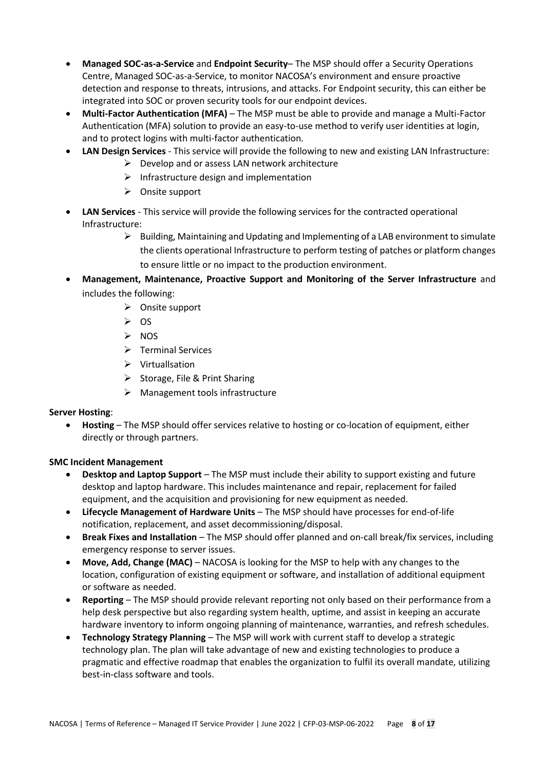- **Managed SOC-as-a-Service** and **Endpoint Security**– The MSP should offer a Security Operations Centre, Managed SOC-as-a-Service, to monitor NACOSA's environment and ensure proactive detection and response to threats, intrusions, and attacks. For Endpoint security, this can either be integrated into SOC or proven security tools for our endpoint devices.
- **Multi-Factor Authentication (MFA)** – The MSP must be able to provide and manage a Multi-Factor Authentication (MFA) solution to provide an easy-to-use method to verify user identities at login, and to protect logins with multi-factor authentication.
- **LAN Design Services** - This service will provide the following to new and existing LAN Infrastructure:
  - Develop and or assess LAN network architecture
  - Infrastructure design and implementation
  - Onsite support
- **LAN Services** - This service will provide the following services for the contracted operational Infrastructure:
  - Building, Maintaining and Updating and Implementing of a LAB environment to simulate the clients operational Infrastructure to perform testing of patches or platform changes to ensure little or no impact to the production environment.
- **Management, Maintenance, Proactive Support and Monitoring of the Server Infrastructure** and includes the following:
  - Onsite support
  - OS
  - NOS
  - Terminal Services
  - Virtuallsation
  - Storage, File & Print Sharing
  - Management tools infrastructure

**Server Hosting**:

- **Hosting** – The MSP should offer services relative to hosting or co-location of equipment, either directly or through partners.

**SMC Incident Management**

- **Desktop and Laptop Support** – The MSP must include their ability to support existing and future desktop and laptop hardware. This includes maintenance and repair, replacement for failed equipment, and the acquisition and provisioning for new equipment as needed.
- **Lifecycle Management of Hardware Units** – The MSP should have processes for end-of-life notification, replacement, and asset decommissioning/disposal.
- **Break Fixes and Installation** – The MSP should offer planned and on-call break/fix services, including emergency response to server issues.
- **Move, Add, Change (MAC)** – NACOSA is looking for the MSP to help with any changes to the location, configuration of existing equipment or software, and installation of additional equipment or software as needed.
- **Reporting** – The MSP should provide relevant reporting not only based on their performance from a help desk perspective but also regarding system health, uptime, and assist in keeping an accurate hardware inventory to inform ongoing planning of maintenance, warranties, and refresh schedules.
- **Technology Strategy Planning** – The MSP will work with current staff to develop a strategic technology plan. The plan will take advantage of new and existing technologies to produce a pragmatic and effective roadmap that enables the organization to fulfil its overall mandate, utilizing best-in-class software and tools.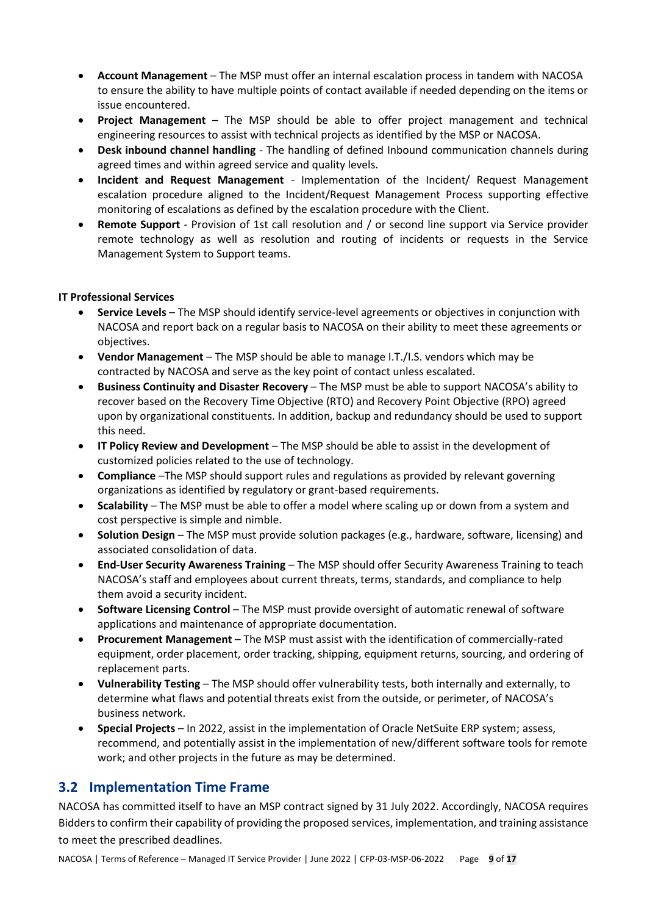- **Account Management** – The MSP must offer an internal escalation process in tandem with NACOSA to ensure the ability to have multiple points of contact available if needed depending on the items or issue encountered.
- **Project Management** – The MSP should be able to offer project management and technical engineering resources to assist with technical projects as identified by the MSP or NACOSA.
- **Desk inbound channel handling** - The handling of defined Inbound communication channels during agreed times and within agreed service and quality levels.
- **Incident and Request Management** - Implementation of the Incident/ Request Management escalation procedure aligned to the Incident/Request Management Process supporting effective monitoring of escalations as defined by the escalation procedure with the Client.
- **Remote Support** - Provision of 1st call resolution and / or second line support via Service provider remote technology as well as resolution and routing of incidents or requests in the Service Management System to Support teams.

**IT Professional Services**

- **Service Levels** – The MSP should identify service-level agreements or objectives in conjunction with NACOSA and report back on a regular basis to NACOSA on their ability to meet these agreements or objectives.
- **Vendor Management** – The MSP should be able to manage I.T./I.S. vendors which may be contracted by NACOSA and serve as the key point of contact unless escalated.
- **Business Continuity and Disaster Recovery** – The MSP must be able to support NACOSA's ability to recover based on the Recovery Time Objective (RTO) and Recovery Point Objective (RPO) agreed upon by organizational constituents. In addition, backup and redundancy should be used to support this need.
- **IT Policy Review and Development** – The MSP should be able to assist in the development of customized policies related to the use of technology.
- **Compliance** –The MSP should support rules and regulations as provided by relevant governing organizations as identified by regulatory or grant-based requirements.
- **Scalability** – The MSP must be able to offer a model where scaling up or down from a system and cost perspective is simple and nimble.
- **Solution Design** – The MSP must provide solution packages (e.g., hardware, software, licensing) and associated consolidation of data.
- **End-User Security Awareness Training** – The MSP should offer Security Awareness Training to teach NACOSA's staff and employees about current threats, terms, standards, and compliance to help them avoid a security incident.
- **Software Licensing Control** – The MSP must provide oversight of automatic renewal of software applications and maintenance of appropriate documentation.
- **Procurement Management** – The MSP must assist with the identification of commercially-rated equipment, order placement, order tracking, shipping, equipment returns, sourcing, and ordering of replacement parts.
- **Vulnerability Testing** – The MSP should offer vulnerability tests, both internally and externally, to determine what flaws and potential threats exist from the outside, or perimeter, of NACOSA's business network.
- **Special Projects** – In 2022, assist in the implementation of Oracle NetSuite ERP system; assess, recommend, and potentially assist in the implementation of new/different software tools for remote work; and other projects in the future as may be determined.

## 3.2 Implementation Time Frame

NACOSA has committed itself to have an MSP contract signed by 31 July 2022. Accordingly, NACOSA requires Bidders to confirm their capability of providing the proposed services, implementation, and training assistance to meet the prescribed deadlines.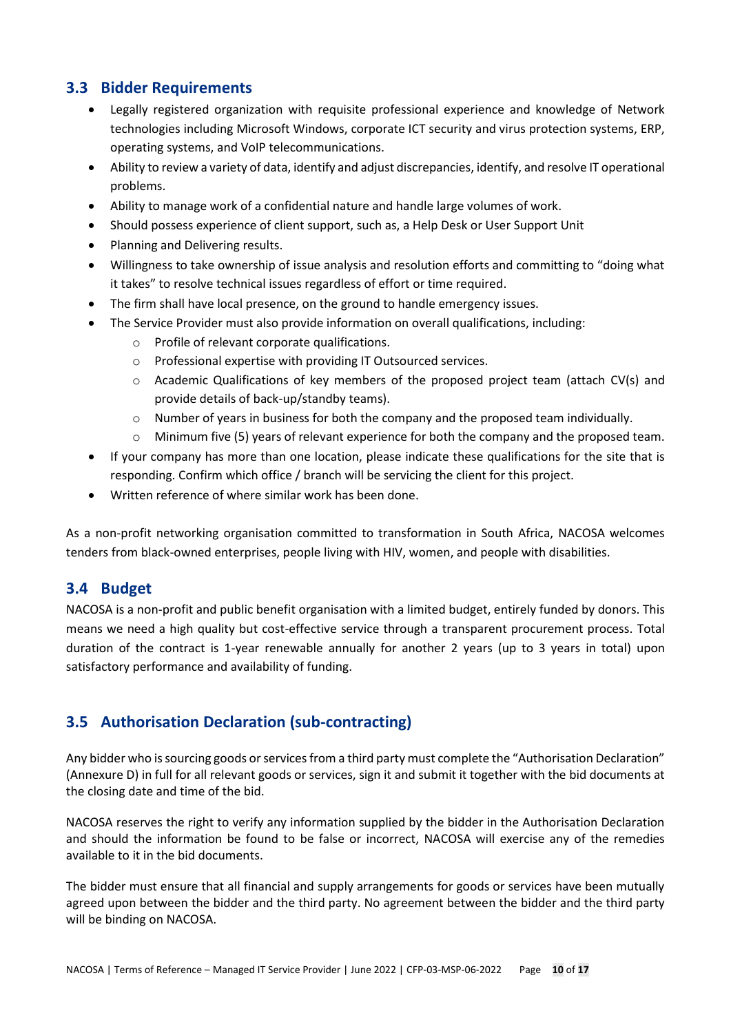## 3.3 Bidder Requirements

- Legally registered organization with requisite professional experience and knowledge of Network technologies including Microsoft Windows, corporate ICT security and virus protection systems, ERP, operating systems, and VoIP telecommunications.
- Ability to review a variety of data, identify and adjust discrepancies, identify, and resolve IT operational problems.
- Ability to manage work of a confidential nature and handle large volumes of work.
- Should possess experience of client support, such as, a Help Desk or User Support Unit
- Planning and Delivering results.
- Willingness to take ownership of issue analysis and resolution efforts and committing to "doing what it takes" to resolve technical issues regardless of effort or time required.
- The firm shall have local presence, on the ground to handle emergency issues.
- The Service Provider must also provide information on overall qualifications, including:
  - Profile of relevant corporate qualifications.
  - Professional expertise with providing IT Outsourced services.
  - Academic Qualifications of key members of the proposed project team (attach CV(s) and provide details of back-up/standby teams).
  - Number of years in business for both the company and the proposed team individually.
  - Minimum five (5) years of relevant experience for both the company and the proposed team.
- If your company has more than one location, please indicate these qualifications for the site that is responding. Confirm which office / branch will be servicing the client for this project.
- Written reference of where similar work has been done.

As a non-profit networking organisation committed to transformation in South Africa, NACOSA welcomes tenders from black-owned enterprises, people living with HIV, women, and people with disabilities.

## 3.4 Budget

NACOSA is a non-profit and public benefit organisation with a limited budget, entirely funded by donors. This means we need a high quality but cost-effective service through a transparent procurement process. Total duration of the contract is 1-year renewable annually for another 2 years (up to 3 years in total) upon satisfactory performance and availability of funding.

## 3.5 Authorisation Declaration (sub-contracting)

Any bidder who is sourcing goods or services from a third party must complete the "Authorisation Declaration" (Annexure D) in full for all relevant goods or services, sign it and submit it together with the bid documents at the closing date and time of the bid.

NACOSA reserves the right to verify any information supplied by the bidder in the Authorisation Declaration and should the information be found to be false or incorrect, NACOSA will exercise any of the remedies available to it in the bid documents.

The bidder must ensure that all financial and supply arrangements for goods or services have been mutually agreed upon between the bidder and the third party. No agreement between the bidder and the third party will be binding on NACOSA.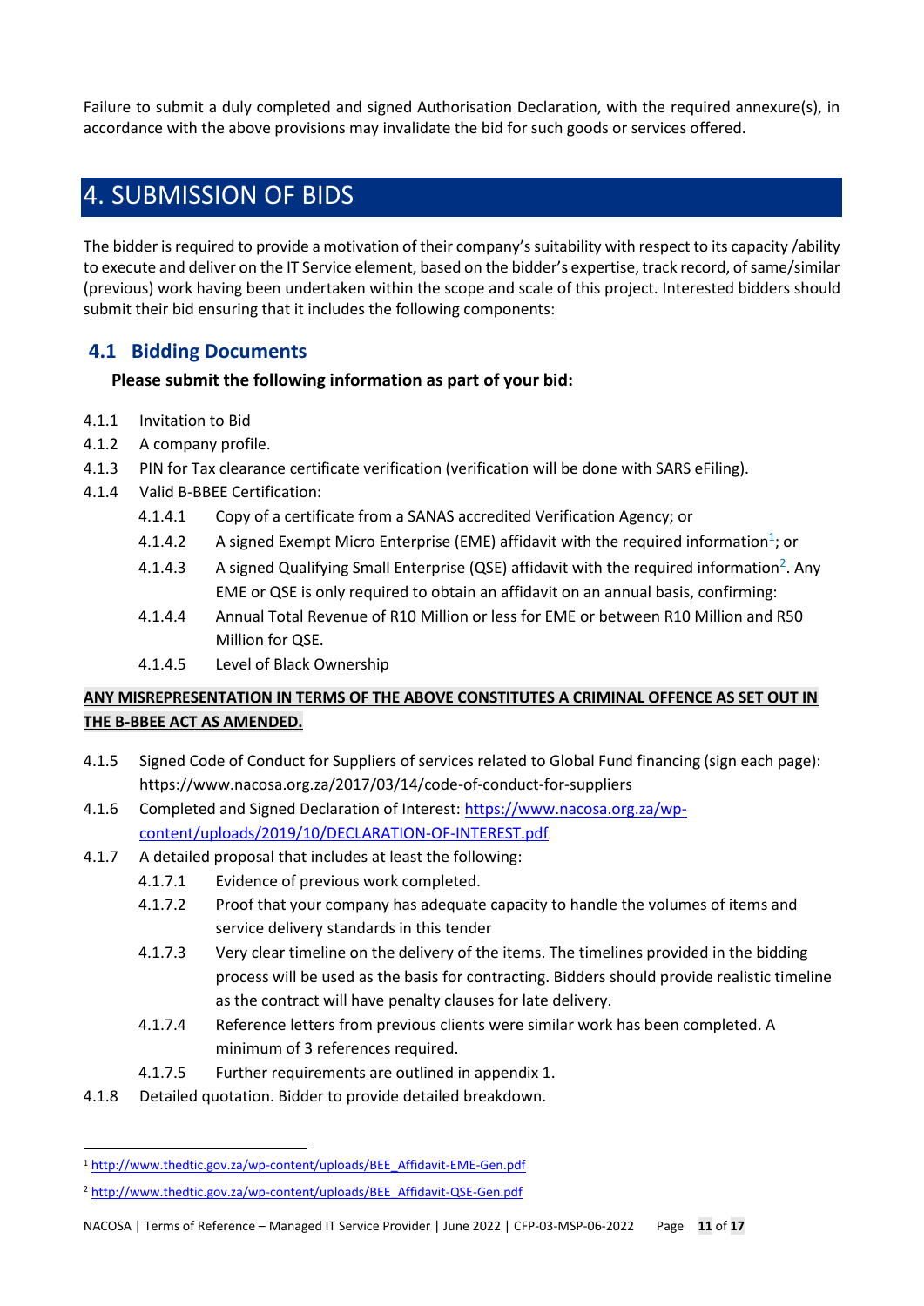Failure to submit a duly completed and signed Authorisation Declaration, with the required annexure(s), in accordance with the above provisions may invalidate the bid for such goods or services offered.

# 4. SUBMISSION OF BIDS

The bidder is required to provide a motivation of their company's suitability with respect to its capacity /ability to execute and deliver on the IT Service element, based on the bidder's expertise, track record, of same/similar (previous) work having been undertaken within the scope and scale of this project. Interested bidders should submit their bid ensuring that it includes the following components:

## 4.1 Bidding Documents

**Please submit the following information as part of your bid:**

4.1.1 Invitation to Bid

4.1.2 A company profile.

4.1.3 PIN for Tax clearance certificate verification (verification will be done with SARS eFiling).

4.1.4 Valid B-BBEE Certification:

- 4.1.4.1 Copy of a certificate from a SANAS accredited Verification Agency; or
- 4.1.4.2 A signed Exempt Micro Enterprise (EME) affidavit with the required information[1]; or
- 4.1.4.3 A signed Qualifying Small Enterprise (QSE) affidavit with the required information[2]. Any EME or QSE is only required to obtain an affidavit on an annual basis, confirming:
- 4.1.4.4 Annual Total Revenue of R10 Million or less for EME or between R10 Million and R50 Million for QSE.
- 4.1.4.5 Level of Black Ownership

**ANY MISREPRESENTATION IN TERMS OF THE ABOVE CONSTITUTES A CRIMINAL OFFENCE AS SET OUT IN THE B-BBEE ACT AS AMENDED.**

4.1.5 Signed Code of Conduct for Suppliers of services related to Global Fund financing (sign each page): https://www.nacosa.org.za/2017/03/14/code-of-conduct-for-suppliers

4.1.6 Completed and Signed Declaration of Interest: https://www.nacosa.org.za/wp-content/uploads/2019/10/DECLARATION-OF-INTEREST.pdf

4.1.7 A detailed proposal that includes at least the following:

- 4.1.7.1 Evidence of previous work completed.
- 4.1.7.2 Proof that your company has adequate capacity to handle the volumes of items and service delivery standards in this tender
- 4.1.7.3 Very clear timeline on the delivery of the items. The timelines provided in the bidding process will be used as the basis for contracting. Bidders should provide realistic timeline as the contract will have penalty clauses for late delivery.
- 4.1.7.4 Reference letters from previous clients were similar work has been completed. A minimum of 3 references required.
- 4.1.7.5 Further requirements are outlined in appendix 1.

4.1.8 Detailed quotation. Bidder to provide detailed breakdown.

---

[1] http://www.thedtic.gov.za/wp-content/uploads/BEE_Affidavit-EME-Gen.pdf

[2] http://www.thedtic.gov.za/wp-content/uploads/BEE_Affidavit-QSE-Gen.pdf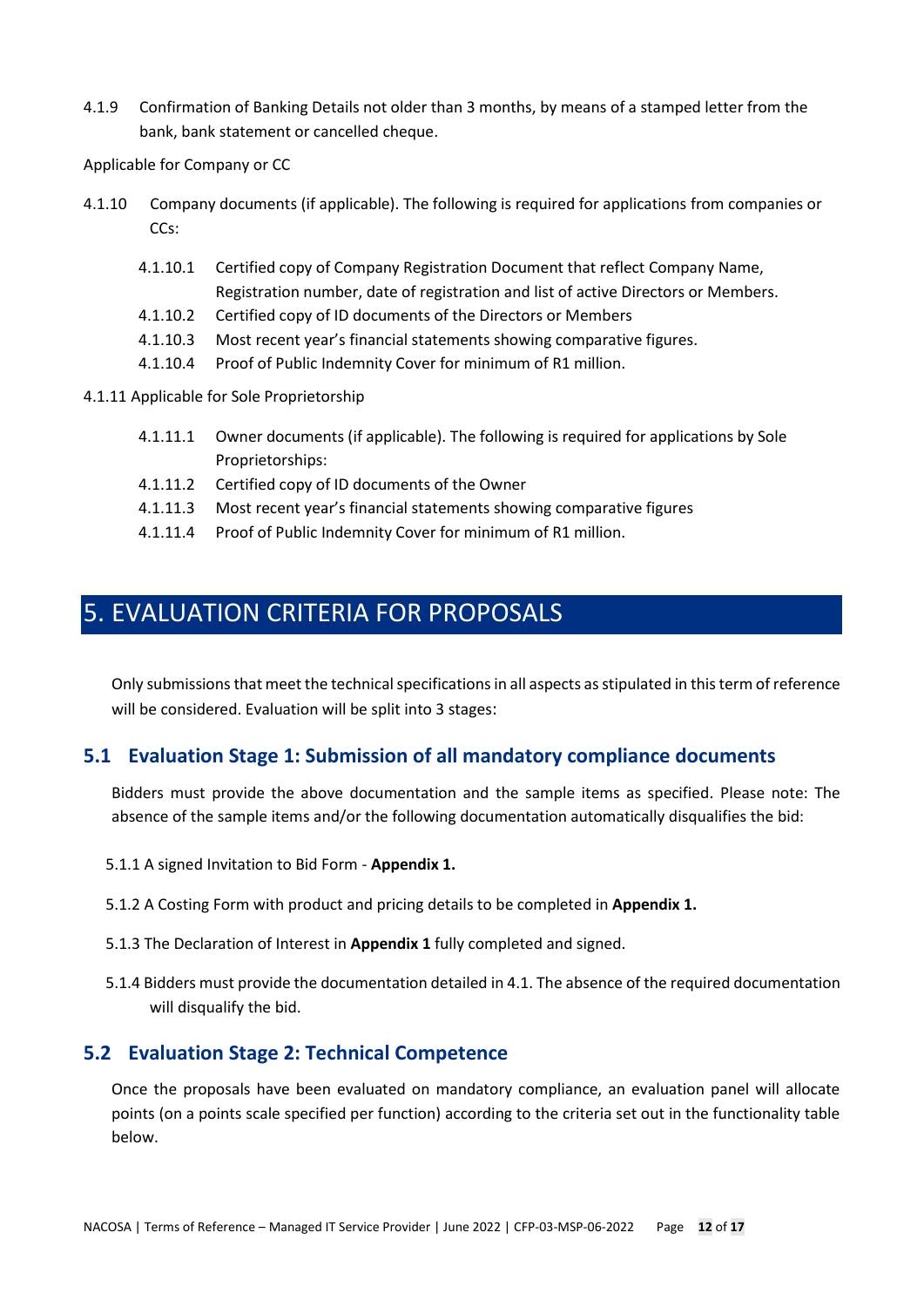4.1.9 Confirmation of Banking Details not older than 3 months, by means of a stamped letter from the bank, bank statement or cancelled cheque.

Applicable for Company or CC

4.1.10 Company documents (if applicable). The following is required for applications from companies or CCs:

- 4.1.10.1 Certified copy of Company Registration Document that reflect Company Name, Registration number, date of registration and list of active Directors or Members.
- 4.1.10.2 Certified copy of ID documents of the Directors or Members
- 4.1.10.3 Most recent year's financial statements showing comparative figures.
- 4.1.10.4 Proof of Public Indemnity Cover for minimum of R1 million.

4.1.11 Applicable for Sole Proprietorship

- 4.1.11.1 Owner documents (if applicable). The following is required for applications by Sole Proprietorships:
- 4.1.11.2 Certified copy of ID documents of the Owner
- 4.1.11.3 Most recent year's financial statements showing comparative figures
- 4.1.11.4 Proof of Public Indemnity Cover for minimum of R1 million.

# 5. EVALUATION CRITERIA FOR PROPOSALS

Only submissions that meet the technical specifications in all aspects as stipulated in this term of reference will be considered. Evaluation will be split into 3 stages:

## 5.1 Evaluation Stage 1: Submission of all mandatory compliance documents

Bidders must provide the above documentation and the sample items as specified. Please note: The absence of the sample items and/or the following documentation automatically disqualifies the bid:

5.1.1 A signed Invitation to Bid Form - **Appendix 1.**

5.1.2 A Costing Form with product and pricing details to be completed in **Appendix 1.**

5.1.3 The Declaration of Interest in **Appendix 1** fully completed and signed.

5.1.4 Bidders must provide the documentation detailed in 4.1. The absence of the required documentation will disqualify the bid.

## 5.2 Evaluation Stage 2: Technical Competence

Once the proposals have been evaluated on mandatory compliance, an evaluation panel will allocate points (on a points scale specified per function) according to the criteria set out in the functionality table below.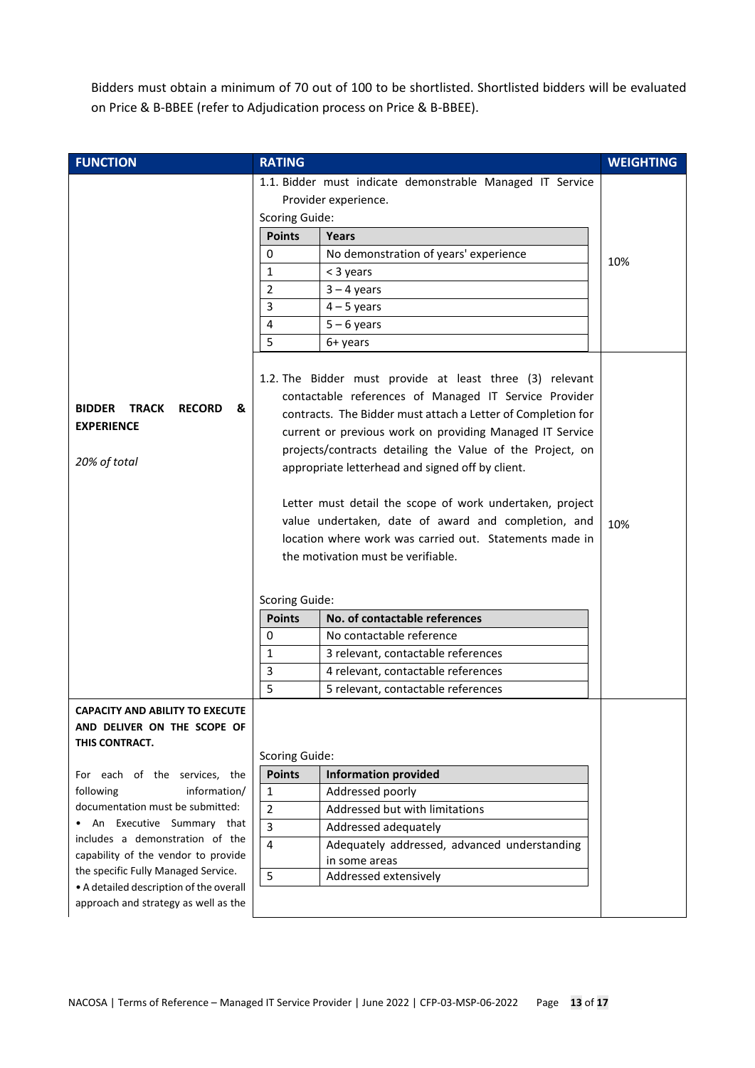Bidders must obtain a minimum of 70 out of 100 to be shortlisted. Shortlisted bidders will be evaluated on Price & B-BBEE (refer to Adjudication process on Price & B-BBEE).

| FUNCTION | RATING | WEIGHTING |
|---|---|---|
| **BIDDER TRACK RECORD & EXPERIENCE**<br><br>*20% of total* | 1.1. Bidder must indicate demonstrable Managed IT Service Provider experience.<br><br>Scoring Guide:<br><br>**Points** – **Years**<br>0 – No demonstration of years' experience<br>1 – < 3 years<br>2 – 3 – 4 years<br>3 – 4 – 5 years<br>4 – 5 – 6 years<br>5 – 6+ years | 10% |
| | 1.2. The Bidder must provide at least three (3) relevant contactable references of Managed IT Service Provider contracts. The Bidder must attach a Letter of Completion for current or previous work on providing Managed IT Service projects/contracts detailing the Value of the Project, on appropriate letterhead and signed off by client.<br><br>Letter must detail the scope of work undertaken, project value undertaken, date of award and completion, and location where work was carried out. Statements made in the motivation must be verifiable.<br><br>Scoring Guide:<br><br>**Points** – **No. of contactable references**<br>0 – No contactable reference<br>1 – 3 relevant, contactable references<br>3 – 4 relevant, contactable references<br>5 – 5 relevant, contactable references | 10% |
| **CAPACITY AND ABILITY TO EXECUTE AND DELIVER ON THE SCOPE OF THIS CONTRACT.**<br><br>For each of the services, the following information/ documentation must be submitted:<br>• An Executive Summary that includes a demonstration of the capability of the vendor to provide the specific Fully Managed Service.<br>• A detailed description of the overall approach and strategy as well as the | Scoring Guide:<br><br>**Points** – **Information provided**<br>1 – Addressed poorly<br>2 – Addressed but with limitations<br>3 – Addressed adequately<br>4 – Adequately addressed, advanced understanding in some areas<br>5 – Addressed extensively | |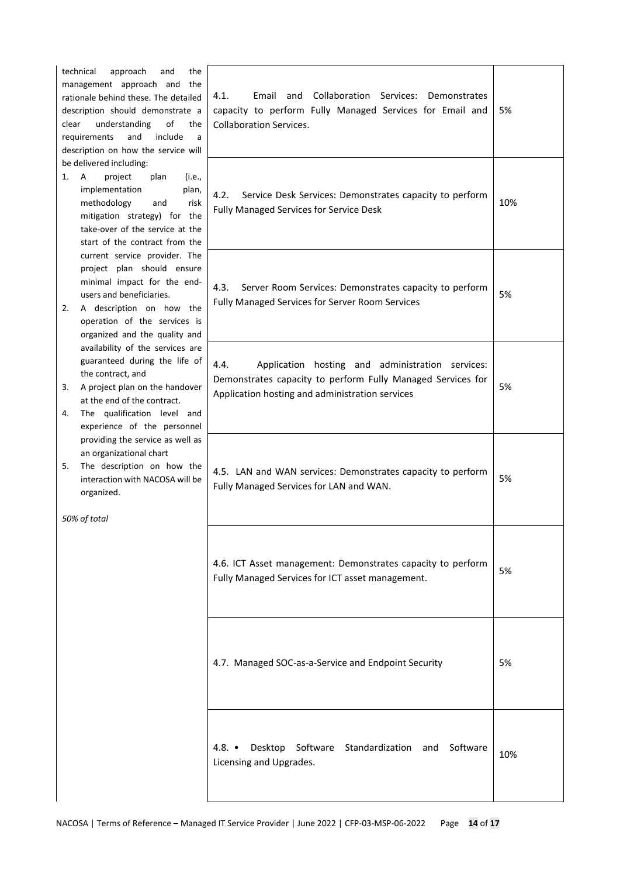| | | |
|---|---|---|
| technical approach and the management approach and the rationale behind these. The detailed description should demonstrate a clear understanding of the requirements and include a description on how the service will be delivered including:<br>1. A project plan (i.e., implementation plan, methodology and risk mitigation strategy) for the take-over of the service at the start of the contract from the current service provider. The project plan should ensure minimal impact for the end-users and beneficiaries.<br>2. A description on how the operation of the services is organized and the quality and availability of the services are guaranteed during the life of the contract, and<br>3. A project plan on the handover at the end of the contract.<br>4. The qualification level and experience of the personnel providing the service as well as an organizational chart<br>5. The description on how the interaction with NACOSA will be organized.<br><br>*50% of total* | 4.1. Email and Collaboration Services: Demonstrates capacity to perform Fully Managed Services for Email and Collaboration Services. | 5% |
| | 4.2. Service Desk Services: Demonstrates capacity to perform Fully Managed Services for Service Desk | 10% |
| | 4.3. Server Room Services: Demonstrates capacity to perform Fully Managed Services for Server Room Services | 5% |
| | 4.4. Application hosting and administration services: Demonstrates capacity to perform Fully Managed Services for Application hosting and administration services | 5% |
| | 4.5. LAN and WAN services: Demonstrates capacity to perform Fully Managed Services for LAN and WAN. | 5% |
| | 4.6. ICT Asset management: Demonstrates capacity to perform Fully Managed Services for ICT asset management. | 5% |
| | 4.7. Managed SOC-as-a-Service and Endpoint Security | 5% |
| | 4.8. • Desktop Software Standardization and Software Licensing and Upgrades. | 10% |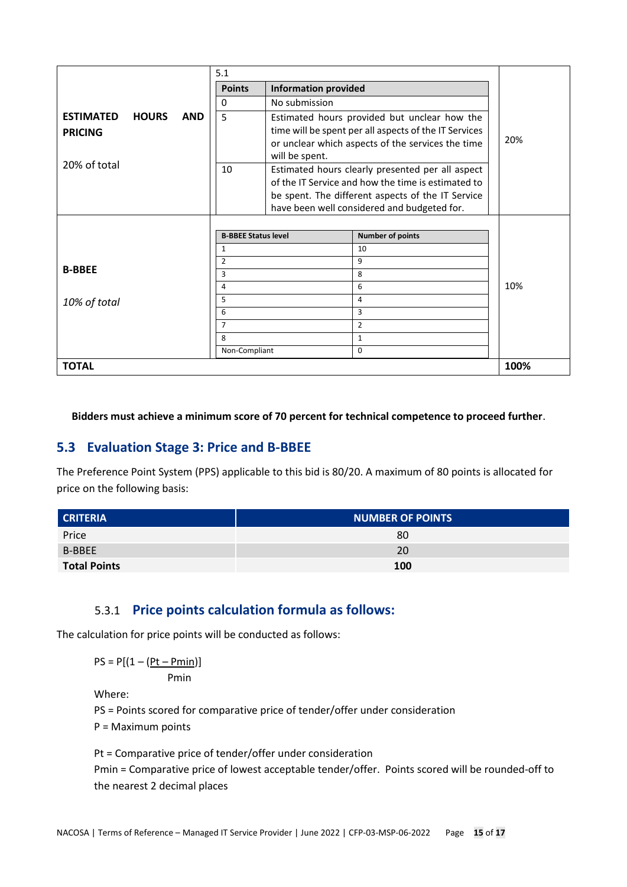| | | |
|---|---|---|
| **ESTIMATED HOURS AND PRICING**<br><br>20% of total | 5.1<br><br>**Points** / **Information provided**<br>0 — No submission<br>5 — Estimated hours provided but unclear how the time will be spent per all aspects of the IT Services or unclear which aspects of the services the time will be spent.<br>10 — Estimated hours clearly presented per all aspect of the IT Service and how the time is estimated to be spent. The different aspects of the IT Service have been well considered and budgeted for. | 20% |
| **B-BBEE**<br><br>*10% of total* | **B-BBEE Status level** / **Number of points**<br>1 — 10<br>2 — 9<br>3 — 8<br>4 — 6<br>5 — 4<br>6 — 3<br>7 — 2<br>8 — 1<br>Non-Compliant — 0 | 10% |
| **TOTAL** | | **100%** |

**Bidders must achieve a minimum score of 70 percent for technical competence to proceed further**.

## 5.3 Evaluation Stage 3: Price and B-BBEE

The Preference Point System (PPS) applicable to this bid is 80/20. A maximum of 80 points is allocated for price on the following basis:

| CRITERIA | NUMBER OF POINTS |
|---|---|
| Price | 80 |
| B-BBEE | 20 |
| **Total Points** | **100** |

### 5.3.1 Price points calculation formula as follows:

The calculation for price points will be conducted as follows:

$$PS = P\left[\left(1 - \frac{(Pt - Pmin)}{Pmin}\right)\right]$$

Where:

PS = Points scored for comparative price of tender/offer under consideration

P = Maximum points

Pt = Comparative price of tender/offer under consideration

Pmin = Comparative price of lowest acceptable tender/offer. Points scored will be rounded-off to the nearest 2 decimal places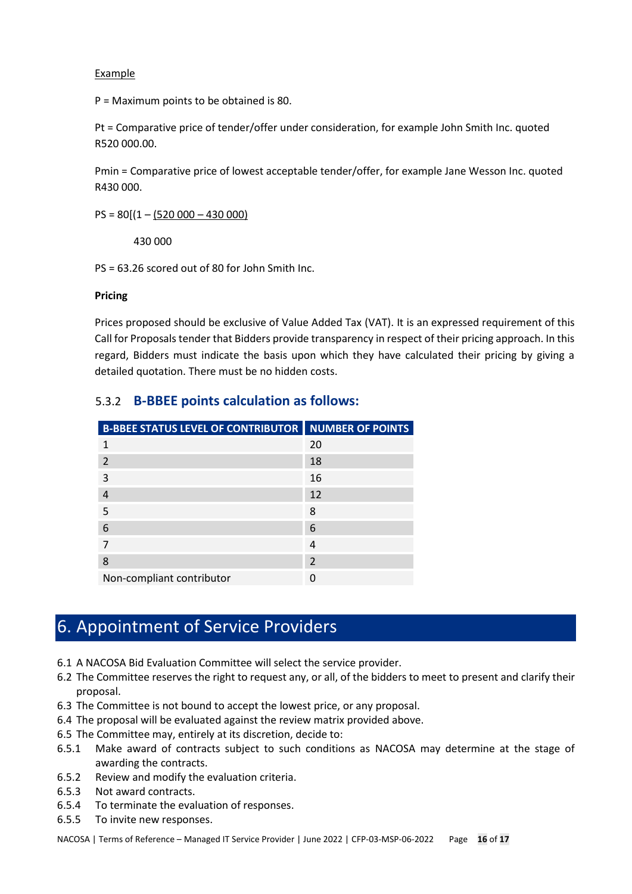Example

P = Maximum points to be obtained is 80.

Pt = Comparative price of tender/offer under consideration, for example John Smith Inc. quoted R520 000.00.

Pmin = Comparative price of lowest acceptable tender/offer, for example Jane Wesson Inc. quoted R430 000.

$$PS = 80\left[\left(1 - \frac{(520\,000 - 430\,000)}{430\,000}\right.\right.$$

PS = 63.26 scored out of 80 for John Smith Inc.

**Pricing**

Prices proposed should be exclusive of Value Added Tax (VAT). It is an expressed requirement of this Call for Proposals tender that Bidders provide transparency in respect of their pricing approach. In this regard, Bidders must indicate the basis upon which they have calculated their pricing by giving a detailed quotation. There must be no hidden costs.

### 5.3.2 B-BBEE points calculation as follows:

| B-BBEE STATUS LEVEL OF CONTRIBUTOR | NUMBER OF POINTS |
|---|---|
| 1 | 20 |
| 2 | 18 |
| 3 | 16 |
| 4 | 12 |
| 5 | 8 |
| 6 | 6 |
| 7 | 4 |
| 8 | 2 |
| Non-compliant contributor | 0 |

# 6. Appointment of Service Providers

6.1 A NACOSA Bid Evaluation Committee will select the service provider.

6.2 The Committee reserves the right to request any, or all, of the bidders to meet to present and clarify their proposal.

6.3 The Committee is not bound to accept the lowest price, or any proposal.

6.4 The proposal will be evaluated against the review matrix provided above.

6.5 The Committee may, entirely at its discretion, decide to:

6.5.1 Make award of contracts subject to such conditions as NACOSA may determine at the stage of awarding the contracts.

6.5.2 Review and modify the evaluation criteria.

6.5.3 Not award contracts.

6.5.4 To terminate the evaluation of responses.

6.5.5 To invite new responses.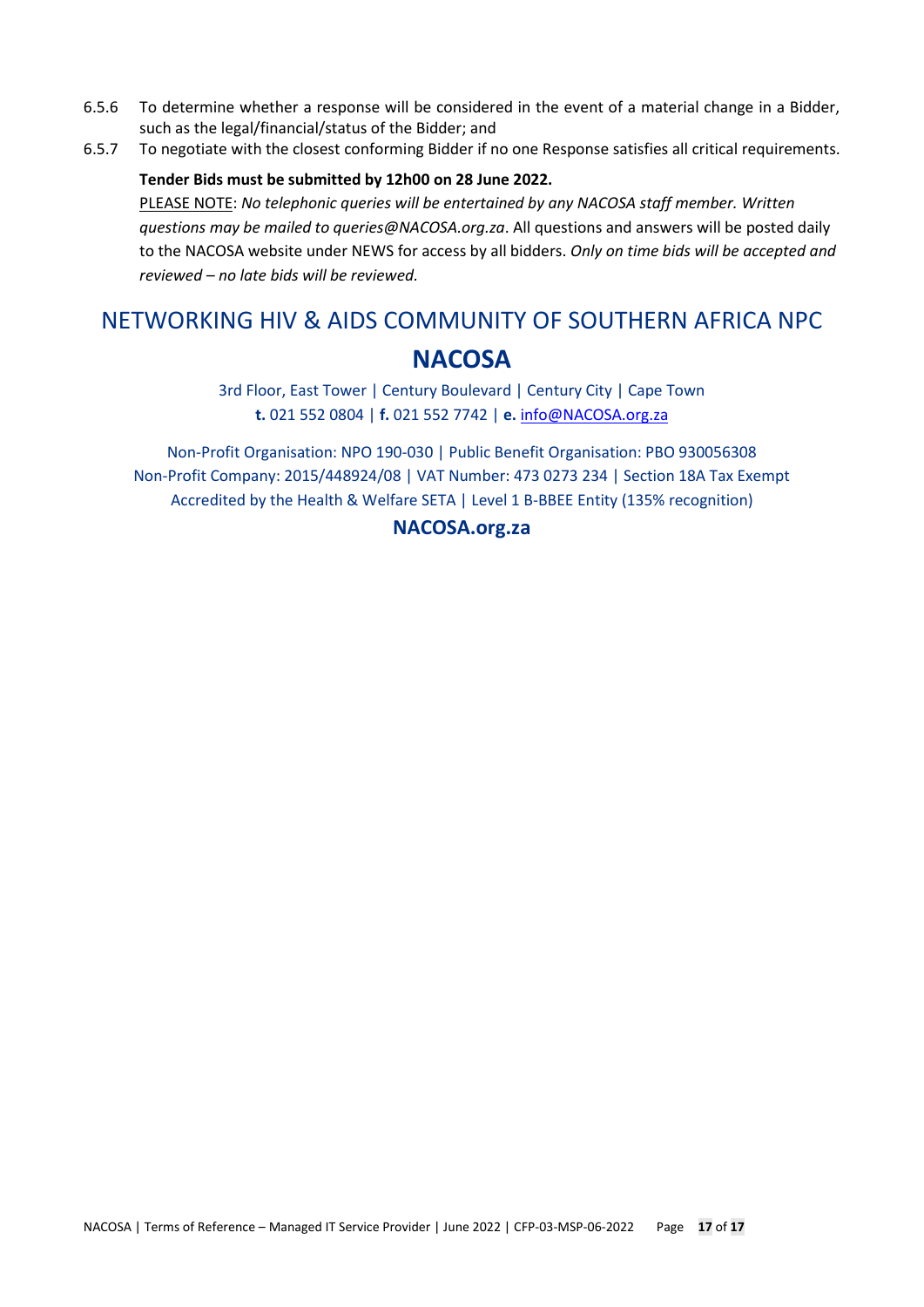6.5.6 To determine whether a response will be considered in the event of a material change in a Bidder, such as the legal/financial/status of the Bidder; and

6.5.7 To negotiate with the closest conforming Bidder if no one Response satisfies all critical requirements.

**Tender Bids must be submitted by 12h00 on 28 June 2022.**

PLEASE NOTE: *No telephonic queries will be entertained by any NACOSA staff member. Written questions may be mailed to queries@NACOSA.org.za*. All questions and answers will be posted daily to the NACOSA website under NEWS for access by all bidders. *Only on time bids will be accepted and reviewed – no late bids will be reviewed.*

NETWORKING HIV & AIDS COMMUNITY OF SOUTHERN AFRICA NPC

**NACOSA**

3rd Floor, East Tower | Century Boulevard | Century City | Cape Town
**t.** 021 552 0804 | **f.** 021 552 7742 | **e.** info@NACOSA.org.za

Non-Profit Organisation: NPO 190-030 | Public Benefit Organisation: PBO 930056308
Non-Profit Company: 2015/448924/08 | VAT Number: 473 0273 234 | Section 18A Tax Exempt
Accredited by the Health & Welfare SETA | Level 1 B-BBEE Entity (135% recognition)

**NACOSA.org.za**